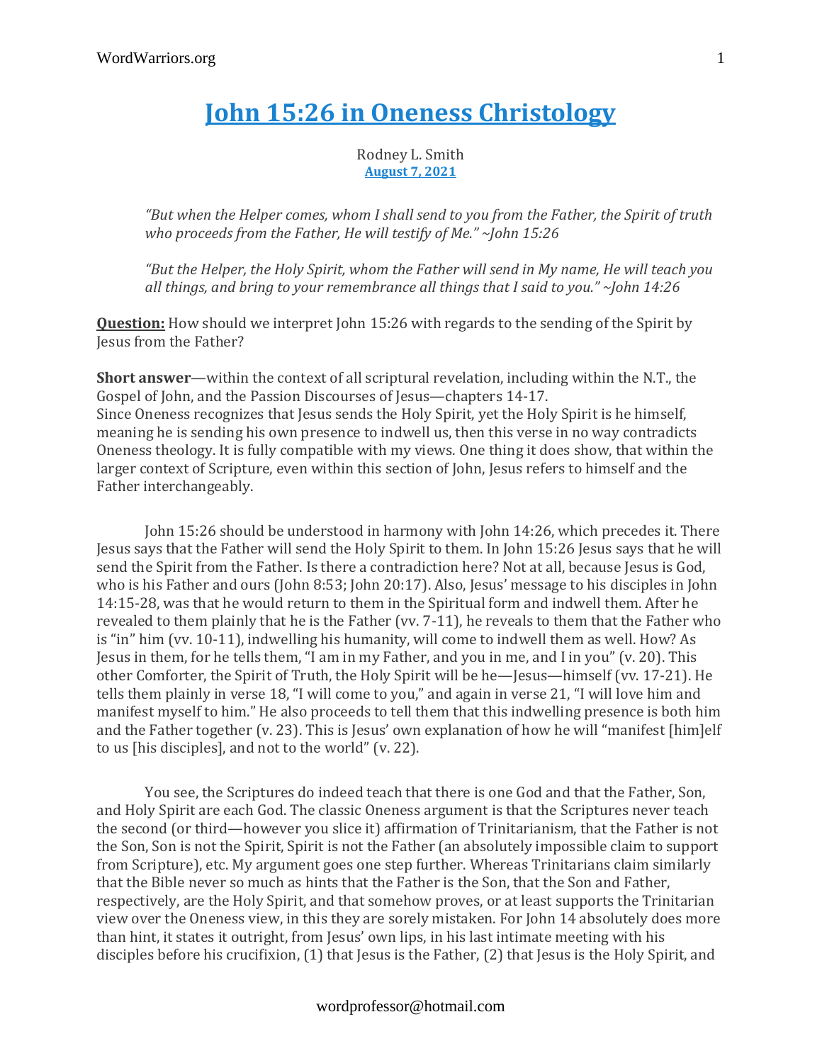# John 15:26 in Oneness Christology

Rodney L. Smith
August 7, 2021

> *"But when the Helper comes, whom I shall send to you from the Father, the Spirit of truth who proceeds from the Father, He will testify of Me." ~John 15:26*
>
> *"But the Helper, the Holy Spirit, whom the Father will send in My name, He will teach you all things, and bring to your remembrance all things that I said to you." ~John 14:26*

**Question:** How should we interpret John 15:26 with regards to the sending of the Spirit by Jesus from the Father?

**Short answer**—within the context of all scriptural revelation, including within the N.T., the Gospel of John, and the Passion Discourses of Jesus—chapters 14-17.
Since Oneness recognizes that Jesus sends the Holy Spirit, yet the Holy Spirit is he himself, meaning he is sending his own presence to indwell us, then this verse in no way contradicts Oneness theology. It is fully compatible with my views. One thing it does show, that within the larger context of Scripture, even within this section of John, Jesus refers to himself and the Father interchangeably.

John 15:26 should be understood in harmony with John 14:26, which precedes it. There Jesus says that the Father will send the Holy Spirit to them. In John 15:26 Jesus says that he will send the Spirit from the Father. Is there a contradiction here? Not at all, because Jesus is God, who is his Father and ours (John 8:53; John 20:17). Also, Jesus' message to his disciples in John 14:15-28, was that he would return to them in the Spiritual form and indwell them. After he revealed to them plainly that he is the Father (vv. 7-11), he reveals to them that the Father who is "in" him (vv. 10-11), indwelling his humanity, will come to indwell them as well. How? As Jesus in them, for he tells them, "I am in my Father, and you in me, and I in you" (v. 20). This other Comforter, the Spirit of Truth, the Holy Spirit will be he—Jesus—himself (vv. 17-21). He tells them plainly in verse 18, "I will come to you," and again in verse 21, "I will love him and manifest myself to him." He also proceeds to tell them that this indwelling presence is both him and the Father together (v. 23). This is Jesus' own explanation of how he will "manifest [him]elf to us [his disciples], and not to the world" (v. 22).

You see, the Scriptures do indeed teach that there is one God and that the Father, Son, and Holy Spirit are each God. The classic Oneness argument is that the Scriptures never teach the second (or third—however you slice it) affirmation of Trinitarianism, that the Father is not the Son, Son is not the Spirit, Spirit is not the Father (an absolutely impossible claim to support from Scripture), etc. My argument goes one step further. Whereas Trinitarians claim similarly that the Bible never so much as hints that the Father is the Son, that the Son and Father, respectively, are the Holy Spirit, and that somehow proves, or at least supports the Trinitarian view over the Oneness view, in this they are sorely mistaken. For John 14 absolutely does more than hint, it states it outright, from Jesus' own lips, in his last intimate meeting with his disciples before his crucifixion, (1) that Jesus is the Father, (2) that Jesus is the Holy Spirit, and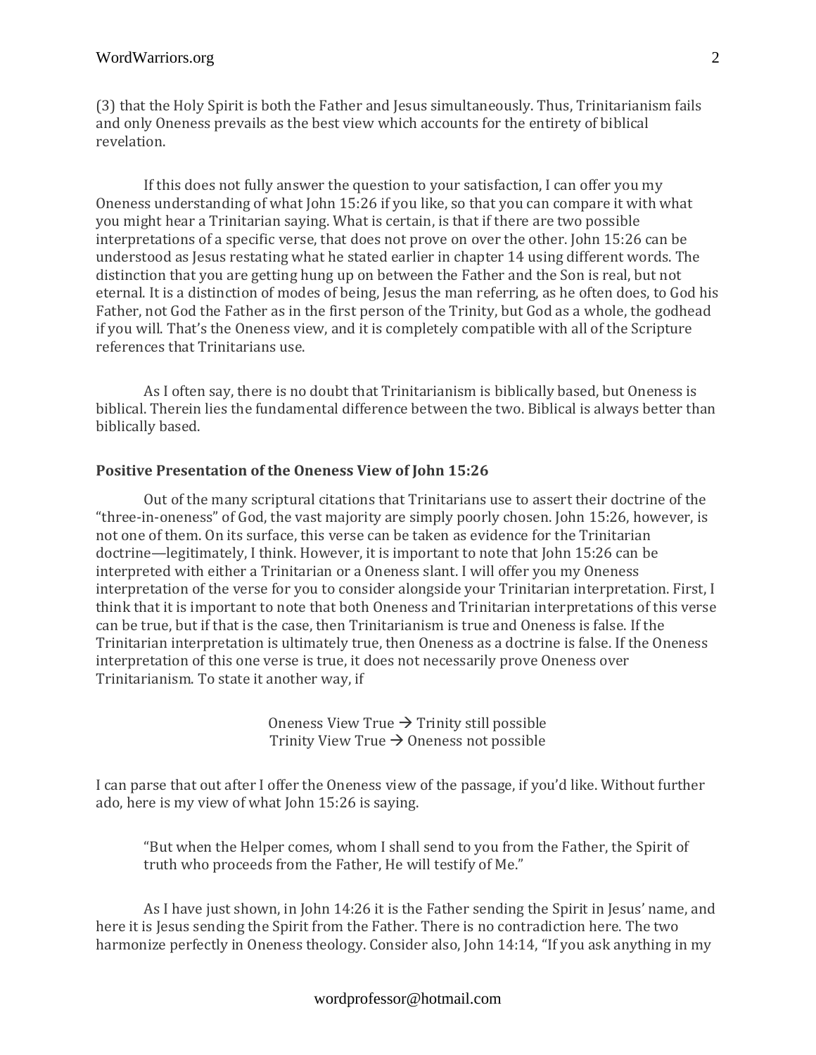(3) that the Holy Spirit is both the Father and Jesus simultaneously. Thus, Trinitarianism fails and only Oneness prevails as the best view which accounts for the entirety of biblical revelation.

If this does not fully answer the question to your satisfaction, I can offer you my Oneness understanding of what John 15:26 if you like, so that you can compare it with what you might hear a Trinitarian saying. What is certain, is that if there are two possible interpretations of a specific verse, that does not prove on over the other. John 15:26 can be understood as Jesus restating what he stated earlier in chapter 14 using different words. The distinction that you are getting hung up on between the Father and the Son is real, but not eternal. It is a distinction of modes of being, Jesus the man referring, as he often does, to God his Father, not God the Father as in the first person of the Trinity, but God as a whole, the godhead if you will. That's the Oneness view, and it is completely compatible with all of the Scripture references that Trinitarians use.

As I often say, there is no doubt that Trinitarianism is biblically based, but Oneness is biblical. Therein lies the fundamental difference between the two. Biblical is always better than biblically based.

**Positive Presentation of the Oneness View of John 15:26**

Out of the many scriptural citations that Trinitarians use to assert their doctrine of the "three-in-oneness" of God, the vast majority are simply poorly chosen. John 15:26, however, is not one of them. On its surface, this verse can be taken as evidence for the Trinitarian doctrine—legitimately, I think. However, it is important to note that John 15:26 can be interpreted with either a Trinitarian or a Oneness slant. I will offer you my Oneness interpretation of the verse for you to consider alongside your Trinitarian interpretation. First, I think that it is important to note that both Oneness and Trinitarian interpretations of this verse can be true, but if that is the case, then Trinitarianism is true and Oneness is false. If the Trinitarian interpretation is ultimately true, then Oneness as a doctrine is false. If the Oneness interpretation of this one verse is true, it does not necessarily prove Oneness over Trinitarianism. To state it another way, if

Oneness View True → Trinity still possible
Trinity View True → Oneness not possible

I can parse that out after I offer the Oneness view of the passage, if you'd like. Without further ado, here is my view of what John 15:26 is saying.

> "But when the Helper comes, whom I shall send to you from the Father, the Spirit of truth who proceeds from the Father, He will testify of Me."

As I have just shown, in John 14:26 it is the Father sending the Spirit in Jesus' name, and here it is Jesus sending the Spirit from the Father. There is no contradiction here. The two harmonize perfectly in Oneness theology. Consider also, John 14:14, "If you ask anything in my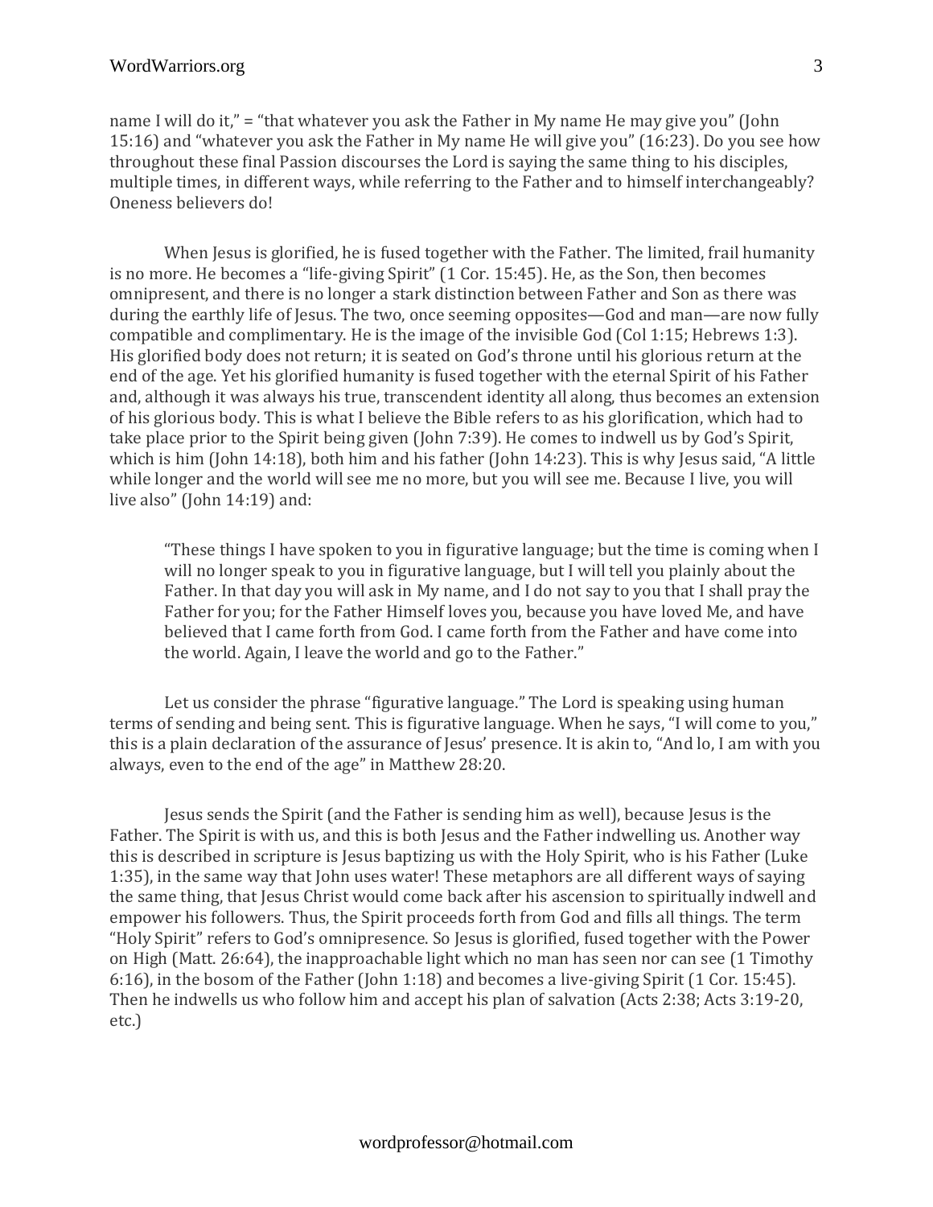name I will do it," = "that whatever you ask the Father in My name He may give you" (John 15:16) and "whatever you ask the Father in My name He will give you" (16:23). Do you see how throughout these final Passion discourses the Lord is saying the same thing to his disciples, multiple times, in different ways, while referring to the Father and to himself interchangeably? Oneness believers do!

When Jesus is glorified, he is fused together with the Father. The limited, frail humanity is no more. He becomes a "life-giving Spirit" (1 Cor. 15:45). He, as the Son, then becomes omnipresent, and there is no longer a stark distinction between Father and Son as there was during the earthly life of Jesus. The two, once seeming opposites—God and man—are now fully compatible and complimentary. He is the image of the invisible God (Col 1:15; Hebrews 1:3). His glorified body does not return; it is seated on God's throne until his glorious return at the end of the age. Yet his glorified humanity is fused together with the eternal Spirit of his Father and, although it was always his true, transcendent identity all along, thus becomes an extension of his glorious body. This is what I believe the Bible refers to as his glorification, which had to take place prior to the Spirit being given (John 7:39). He comes to indwell us by God's Spirit, which is him (John 14:18), both him and his father (John 14:23). This is why Jesus said, "A little while longer and the world will see me no more, but you will see me. Because I live, you will live also" (John 14:19) and:

> "These things I have spoken to you in figurative language; but the time is coming when I will no longer speak to you in figurative language, but I will tell you plainly about the Father. In that day you will ask in My name, and I do not say to you that I shall pray the Father for you; for the Father Himself loves you, because you have loved Me, and have believed that I came forth from God. I came forth from the Father and have come into the world. Again, I leave the world and go to the Father."

Let us consider the phrase "figurative language." The Lord is speaking using human terms of sending and being sent. This is figurative language. When he says, "I will come to you," this is a plain declaration of the assurance of Jesus' presence. It is akin to, "And lo, I am with you always, even to the end of the age" in Matthew 28:20.

Jesus sends the Spirit (and the Father is sending him as well), because Jesus is the Father. The Spirit is with us, and this is both Jesus and the Father indwelling us. Another way this is described in scripture is Jesus baptizing us with the Holy Spirit, who is his Father (Luke 1:35), in the same way that John uses water! These metaphors are all different ways of saying the same thing, that Jesus Christ would come back after his ascension to spiritually indwell and empower his followers. Thus, the Spirit proceeds forth from God and fills all things. The term "Holy Spirit" refers to God's omnipresence. So Jesus is glorified, fused together with the Power on High (Matt. 26:64), the inapproachable light which no man has seen nor can see (1 Timothy 6:16), in the bosom of the Father (John 1:18) and becomes a live-giving Spirit (1 Cor. 15:45). Then he indwells us who follow him and accept his plan of salvation (Acts 2:38; Acts 3:19-20, etc.)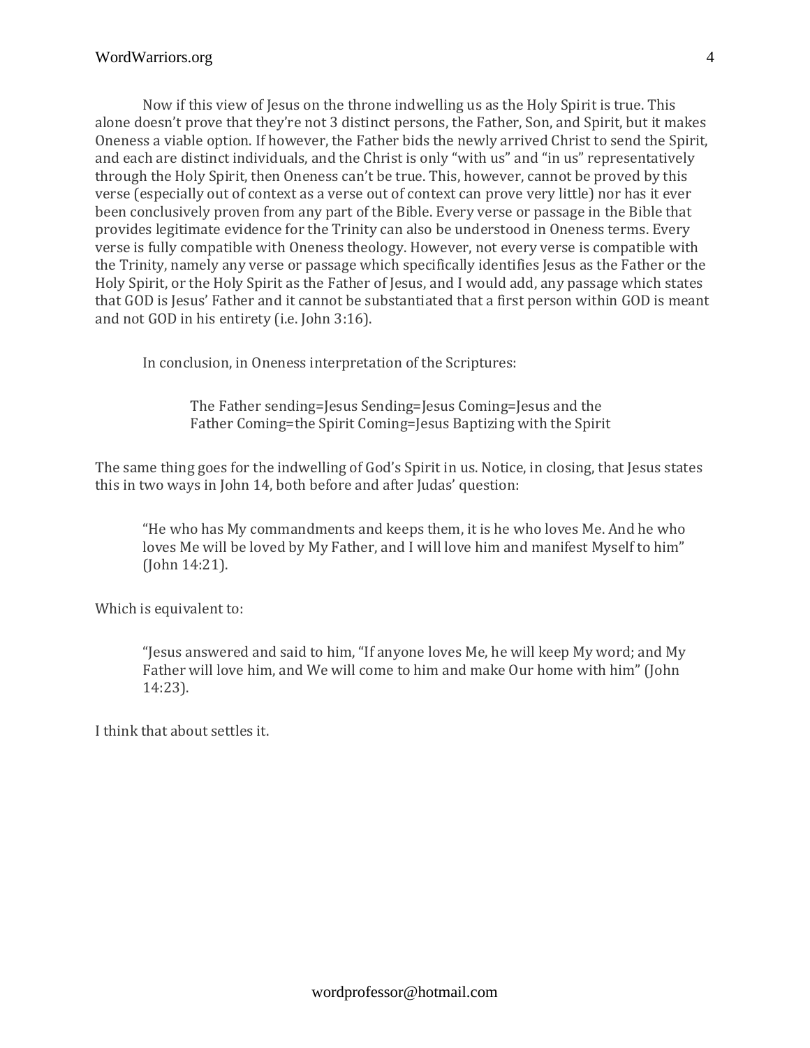Now if this view of Jesus on the throne indwelling us as the Holy Spirit is true. This alone doesn't prove that they're not 3 distinct persons, the Father, Son, and Spirit, but it makes Oneness a viable option. If however, the Father bids the newly arrived Christ to send the Spirit, and each are distinct individuals, and the Christ is only "with us" and "in us" representatively through the Holy Spirit, then Oneness can't be true. This, however, cannot be proved by this verse (especially out of context as a verse out of context can prove very little) nor has it ever been conclusively proven from any part of the Bible. Every verse or passage in the Bible that provides legitimate evidence for the Trinity can also be understood in Oneness terms. Every verse is fully compatible with Oneness theology. However, not every verse is compatible with the Trinity, namely any verse or passage which specifically identifies Jesus as the Father or the Holy Spirit, or the Holy Spirit as the Father of Jesus, and I would add, any passage which states that GOD is Jesus' Father and it cannot be substantiated that a first person within GOD is meant and not GOD in his entirety (i.e. John 3:16).

In conclusion, in Oneness interpretation of the Scriptures:

> The Father sending=Jesus Sending=Jesus Coming=Jesus and the Father Coming=the Spirit Coming=Jesus Baptizing with the Spirit

The same thing goes for the indwelling of God's Spirit in us. Notice, in closing, that Jesus states this in two ways in John 14, both before and after Judas' question:

> "He who has My commandments and keeps them, it is he who loves Me. And he who loves Me will be loved by My Father, and I will love him and manifest Myself to him" (John 14:21).

Which is equivalent to:

> "Jesus answered and said to him, "If anyone loves Me, he will keep My word; and My Father will love him, and We will come to him and make Our home with him" (John 14:23).

I think that about settles it.